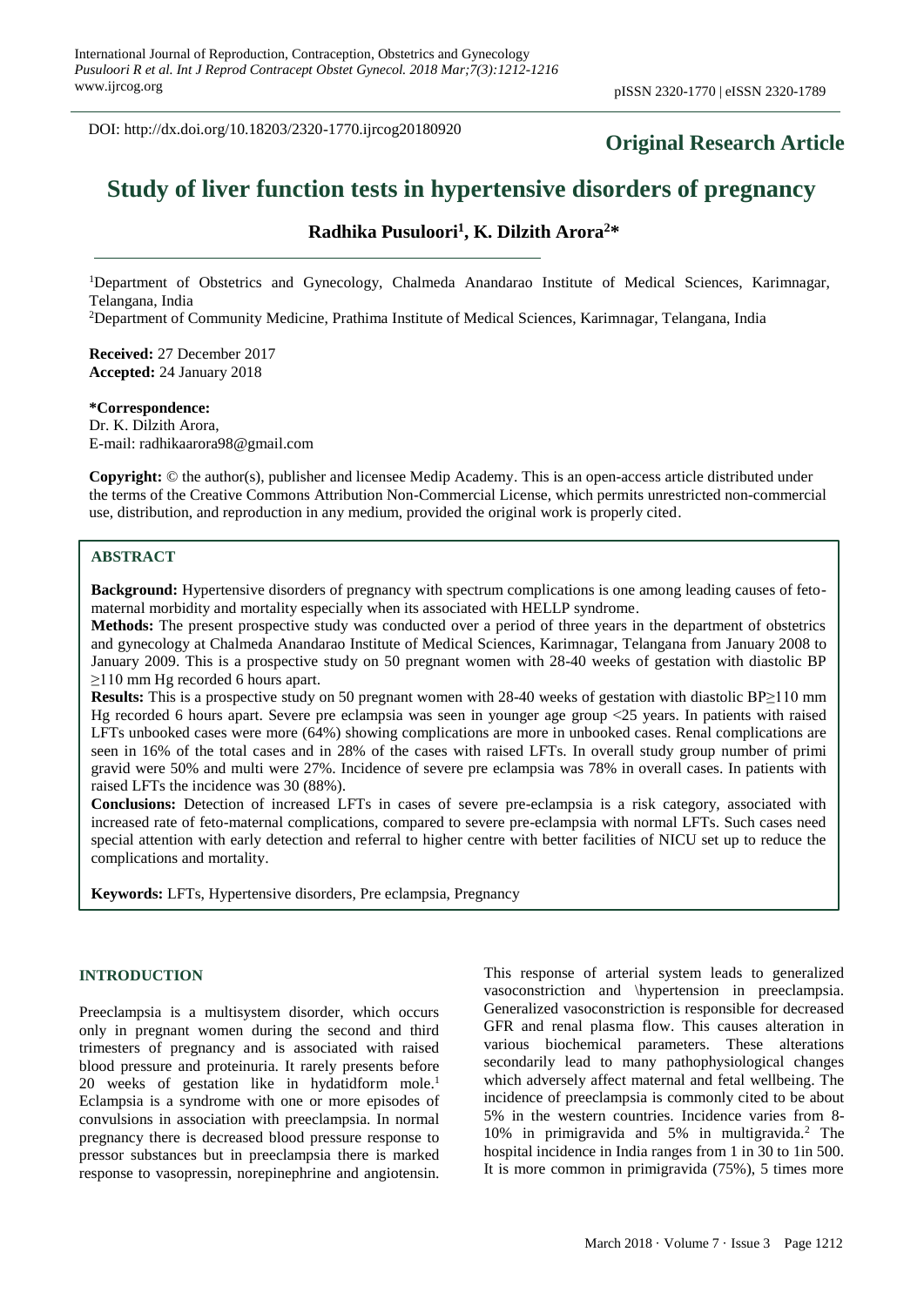DOI: http://dx.doi.org/10.18203/2320-1770.ijrcog20180920

**Original Research Article**

# Study of liver function tests in hypertensive disorders of pregnancy

**Radhika Pusuloori[1], K. Dilzith Arora[2]***

[1]Department of Obstetrics and Gynecology, Chalmeda Anandarao Institute of Medical Sciences, Karimnagar, Telangana, India

[2]Department of Community Medicine, Prathima Institute of Medical Sciences, Karimnagar, Telangana, India

**Received:** 27 December 2017
**Accepted:** 24 January 2018

***Correspondence:**
Dr. K. Dilzith Arora,
E-mail: radhikaarora98@gmail.com

**Copyright:** © the author(s), publisher and licensee Medip Academy. This is an open-access article distributed under the terms of the Creative Commons Attribution Non-Commercial License, which permits unrestricted non-commercial use, distribution, and reproduction in any medium, provided the original work is properly cited.

## ABSTRACT

**Background:** Hypertensive disorders of pregnancy with spectrum complications is one among leading causes of feto-maternal morbidity and mortality especially when its associated with HELLP syndrome.

**Methods:** The present prospective study was conducted over a period of three years in the department of obstetrics and gynecology at Chalmeda Anandarao Institute of Medical Sciences, Karimnagar, Telangana from January 2008 to January 2009. This is a prospective study on 50 pregnant women with 28-40 weeks of gestation with diastolic BP ≥110 mm Hg recorded 6 hours apart.

**Results:** This is a prospective study on 50 pregnant women with 28-40 weeks of gestation with diastolic BP≥110 mm Hg recorded 6 hours apart. Severe pre eclampsia was seen in younger age group <25 years. In patients with raised LFTs unbooked cases were more (64%) showing complications are more in unbooked cases. Renal complications are seen in 16% of the total cases and in 28% of the cases with raised LFTs. In overall study group number of primi gravid were 50% and multi were 27%. Incidence of severe pre eclampsia was 78% in overall cases. In patients with raised LFTs the incidence was 30 (88%).

**Conclusions:** Detection of increased LFTs in cases of severe pre-eclampsia is a risk category, associated with increased rate of feto-maternal complications, compared to severe pre-eclampsia with normal LFTs. Such cases need special attention with early detection and referral to higher centre with better facilities of NICU set up to reduce the complications and mortality.

**Keywords:** LFTs, Hypertensive disorders, Pre eclampsia, Pregnancy

## INTRODUCTION

Preeclampsia is a multisystem disorder, which occurs only in pregnant women during the second and third trimesters of pregnancy and is associated with raised blood pressure and proteinuria. It rarely presents before 20 weeks of gestation like in hydatidform mole.[1] Eclampsia is a syndrome with one or more episodes of convulsions in association with preeclampsia. In normal pregnancy there is decreased blood pressure response to pressor substances but in preeclampsia there is marked response to vasopressin, norepinephrine and angiotensin. This response of arterial system leads to generalized vasoconstriction and \hypertension in preeclampsia. Generalized vasoconstriction is responsible for decreased GFR and renal plasma flow. This causes alteration in various biochemical parameters. These alterations secondarily lead to many pathophysiological changes which adversely affect maternal and fetal wellbeing. The incidence of preeclampsia is commonly cited to be about 5% in the western countries. Incidence varies from 8-10% in primigravida and 5% in multigravida.[2] The hospital incidence in India ranges from 1 in 30 to 1in 500. It is more common in primigravida (75%), 5 times more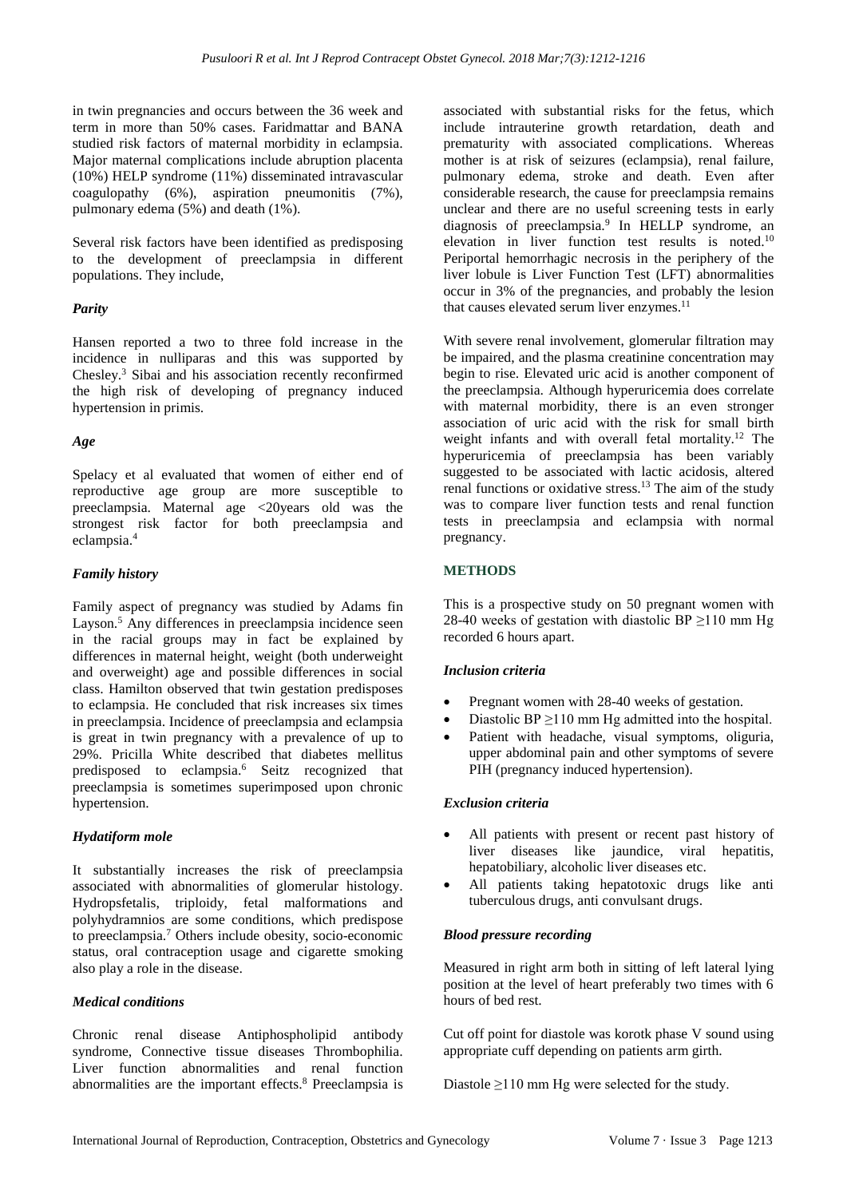in twin pregnancies and occurs between the 36 week and term in more than 50% cases. Faridmattar and BANA studied risk factors of maternal morbidity in eclampsia. Major maternal complications include abruption placenta (10%) HELP syndrome (11%) disseminated intravascular coagulopathy (6%), aspiration pneumonitis (7%), pulmonary edema (5%) and death (1%).

Several risk factors have been identified as predisposing to the development of preeclampsia in different populations. They include,

### *Parity*

Hansen reported a two to three fold increase in the incidence in nulliparas and this was supported by Chesley.[3] Sibai and his association recently reconfirmed the high risk of developing of pregnancy induced hypertension in primis.

### *Age*

Spelacy et al evaluated that women of either end of reproductive age group are more susceptible to preeclampsia. Maternal age <20years old was the strongest risk factor for both preeclampsia and eclampsia.[4]

### *Family history*

Family aspect of pregnancy was studied by Adams fin Layson.[5] Any differences in preeclampsia incidence seen in the racial groups may in fact be explained by differences in maternal height, weight (both underweight and overweight) age and possible differences in social class. Hamilton observed that twin gestation predisposes to eclampsia. He concluded that risk increases six times in preeclampsia. Incidence of preeclampsia and eclampsia is great in twin pregnancy with a prevalence of up to 29%. Pricilla White described that diabetes mellitus predisposed to eclampsia.[6] Seitz recognized that preeclampsia is sometimes superimposed upon chronic hypertension.

### *Hydatiform mole*

It substantially increases the risk of preeclampsia associated with abnormalities of glomerular histology. Hydropsfetalis, triploidy, fetal malformations and polyhydramnios are some conditions, which predispose to preeclampsia.[7] Others include obesity, socio-economic status, oral contraception usage and cigarette smoking also play a role in the disease.

### *Medical conditions*

Chronic renal disease Antiphospholipid antibody syndrome, Connective tissue diseases Thrombophilia. Liver function abnormalities and renal function abnormalities are the important effects.[8] Preeclampsia is associated with substantial risks for the fetus, which include intrauterine growth retardation, death and prematurity with associated complications. Whereas mother is at risk of seizures (eclampsia), renal failure, pulmonary edema, stroke and death. Even after considerable research, the cause for preeclampsia remains unclear and there are no useful screening tests in early diagnosis of preeclampsia.[9] In HELLP syndrome, an elevation in liver function test results is noted.[10] Periportal hemorrhagic necrosis in the periphery of the liver lobule is Liver Function Test (LFT) abnormalities occur in 3% of the pregnancies, and probably the lesion that causes elevated serum liver enzymes.[11]

With severe renal involvement, glomerular filtration may be impaired, and the plasma creatinine concentration may begin to rise. Elevated uric acid is another component of the preeclampsia. Although hyperuricemia does correlate with maternal morbidity, there is an even stronger association of uric acid with the risk for small birth weight infants and with overall fetal mortality.[12] The hyperuricemia of preeclampsia has been variably suggested to be associated with lactic acidosis, altered renal functions or oxidative stress.[13] The aim of the study was to compare liver function tests and renal function tests in preeclampsia and eclampsia with normal pregnancy.

## METHODS

This is a prospective study on 50 pregnant women with 28-40 weeks of gestation with diastolic BP ≥110 mm Hg recorded 6 hours apart.

### *Inclusion criteria*

- Pregnant women with 28-40 weeks of gestation.
- Diastolic BP ≥110 mm Hg admitted into the hospital.
- Patient with headache, visual symptoms, oliguria, upper abdominal pain and other symptoms of severe PIH (pregnancy induced hypertension).

### *Exclusion criteria*

- All patients with present or recent past history of liver diseases like jaundice, viral hepatitis, hepatobiliary, alcoholic liver diseases etc.
- All patients taking hepatotoxic drugs like anti tuberculous drugs, anti convulsant drugs.

### *Blood pressure recording*

Measured in right arm both in sitting of left lateral lying position at the level of heart preferably two times with 6 hours of bed rest.

Cut off point for diastole was korotk phase V sound using appropriate cuff depending on patients arm girth.

Diastole ≥110 mm Hg were selected for the study.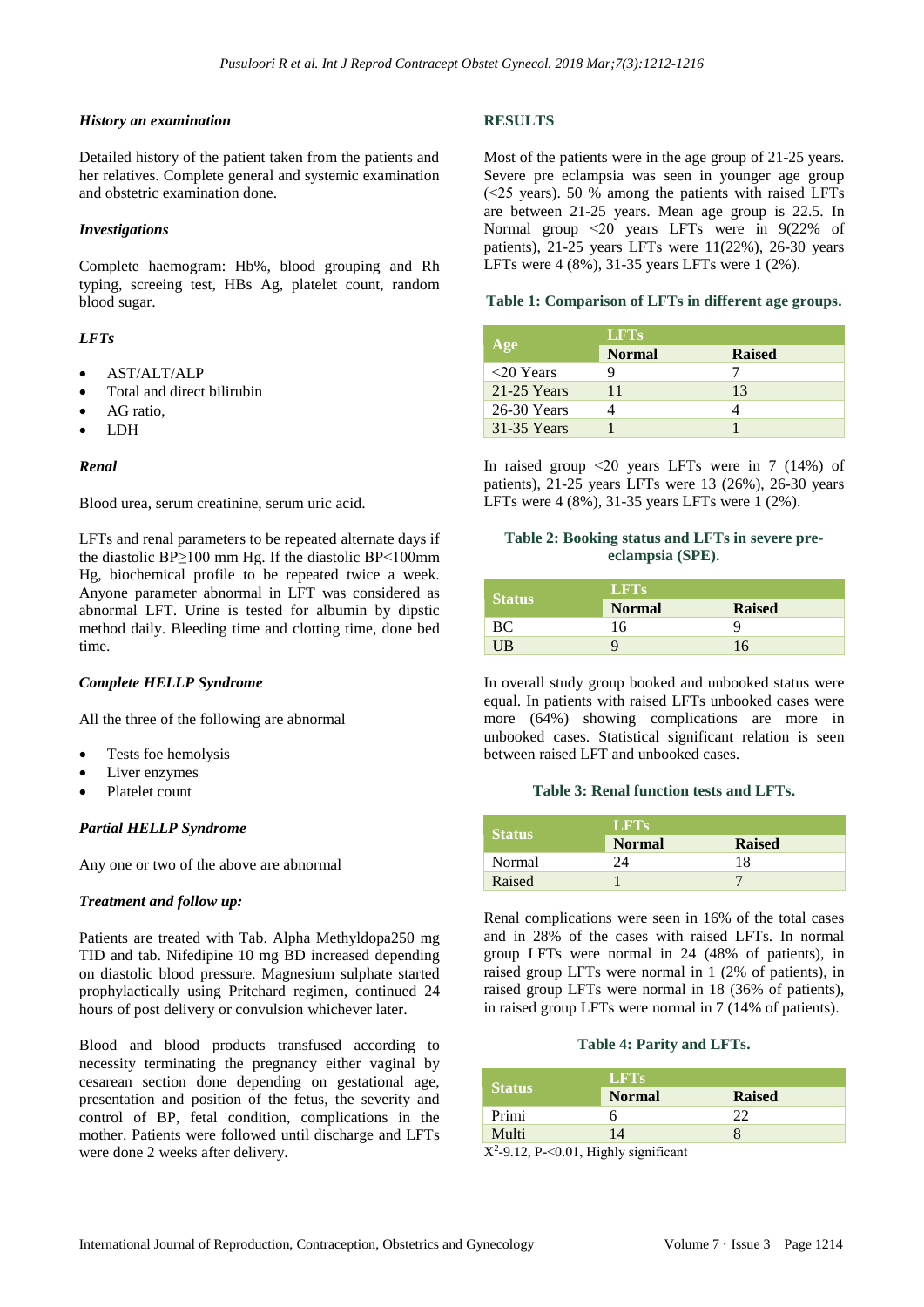### *History an examination*

Detailed history of the patient taken from the patients and her relatives. Complete general and systemic examination and obstetric examination done.

#### *Investigations*

Complete haemogram: Hb%, blood grouping and Rh typing, screeing test, HBs Ag, platelet count, random blood sugar.

#### *LFTs*

- AST/ALT/ALP
- Total and direct bilirubin
- AG ratio,
- LDH

#### *Renal*

Blood urea, serum creatinine, serum uric acid.

LFTs and renal parameters to be repeated alternate days if the diastolic BP≥100 mm Hg. If the diastolic BP<100mm Hg, biochemical profile to be repeated twice a week. Anyone parameter abnormal in LFT was considered as abnormal LFT. Urine is tested for albumin by dipstic method daily. Bleeding time and clotting time, done bed time.

#### *Complete HELLP Syndrome*

All the three of the following are abnormal

- Tests foe hemolysis
- Liver enzymes
- Platelet count

#### *Partial HELLP Syndrome*

Any one or two of the above are abnormal

#### *Treatment and follow up:*

Patients are treated with Tab. Alpha Methyldopa250 mg TID and tab. Nifedipine 10 mg BD increased depending on diastolic blood pressure. Magnesium sulphate started prophylactically using Pritchard regimen, continued 24 hours of post delivery or convulsion whichever later.

Blood and blood products transfused according to necessity terminating the pregnancy either vaginal by cesarean section done depending on gestational age, presentation and position of the fetus, the severity and control of BP, fetal condition, complications in the mother. Patients were followed until discharge and LFTs were done 2 weeks after delivery.

## RESULTS

Most of the patients were in the age group of 21-25 years. Severe pre eclampsia was seen in younger age group (<25 years). 50 % among the patients with raised LFTs are between 21-25 years. Mean age group is 22.5. In Normal group <20 years LFTs were in 9(22% of patients), 21-25 years LFTs were 11(22%), 26-30 years LFTs were 4 (8%), 31-35 years LFTs were 1 (2%).

**Table 1: Comparison of LFTs in different age groups.**

| Age | LFTs | |
|---|---|---|
| | Normal | Raised |
| <20 Years | 9 | 7 |
| 21-25 Years | 11 | 13 |
| 26-30 Years | 4 | 4 |
| 31-35 Years | 1 | 1 |

In raised group <20 years LFTs were in 7 (14%) of patients), 21-25 years LFTs were 13 (26%), 26-30 years LFTs were 4 (8%), 31-35 years LFTs were 1 (2%).

**Table 2: Booking status and LFTs in severe pre-eclampsia (SPE).**

| Status | LFTs | |
|---|---|---|
| | Normal | Raised |
| BC | 16 | 9 |
| UB | 9 | 16 |

In overall study group booked and unbooked status were equal. In patients with raised LFTs unbooked cases were more (64%) showing complications are more in unbooked cases. Statistical significant relation is seen between raised LFT and unbooked cases.

**Table 3: Renal function tests and LFTs.**

| Status | LFTs | |
|---|---|---|
| | Normal | Raised |
| Normal | 24 | 18 |
| Raised | 1 | 7 |

Renal complications were seen in 16% of the total cases and in 28% of the cases with raised LFTs. In normal group LFTs were normal in 24 (48% of patients), in raised group LFTs were normal in 1 (2% of patients), in raised group LFTs were normal in 18 (36% of patients), in raised group LFTs were normal in 7 (14% of patients).

**Table 4: Parity and LFTs.**

| Status | LFTs | |
|---|---|---|
| | Normal | Raised |
| Primi | 6 | 22 |
| Multi | 14 | 8 |

$X^2$-9.12, P-<0.01, Highly significant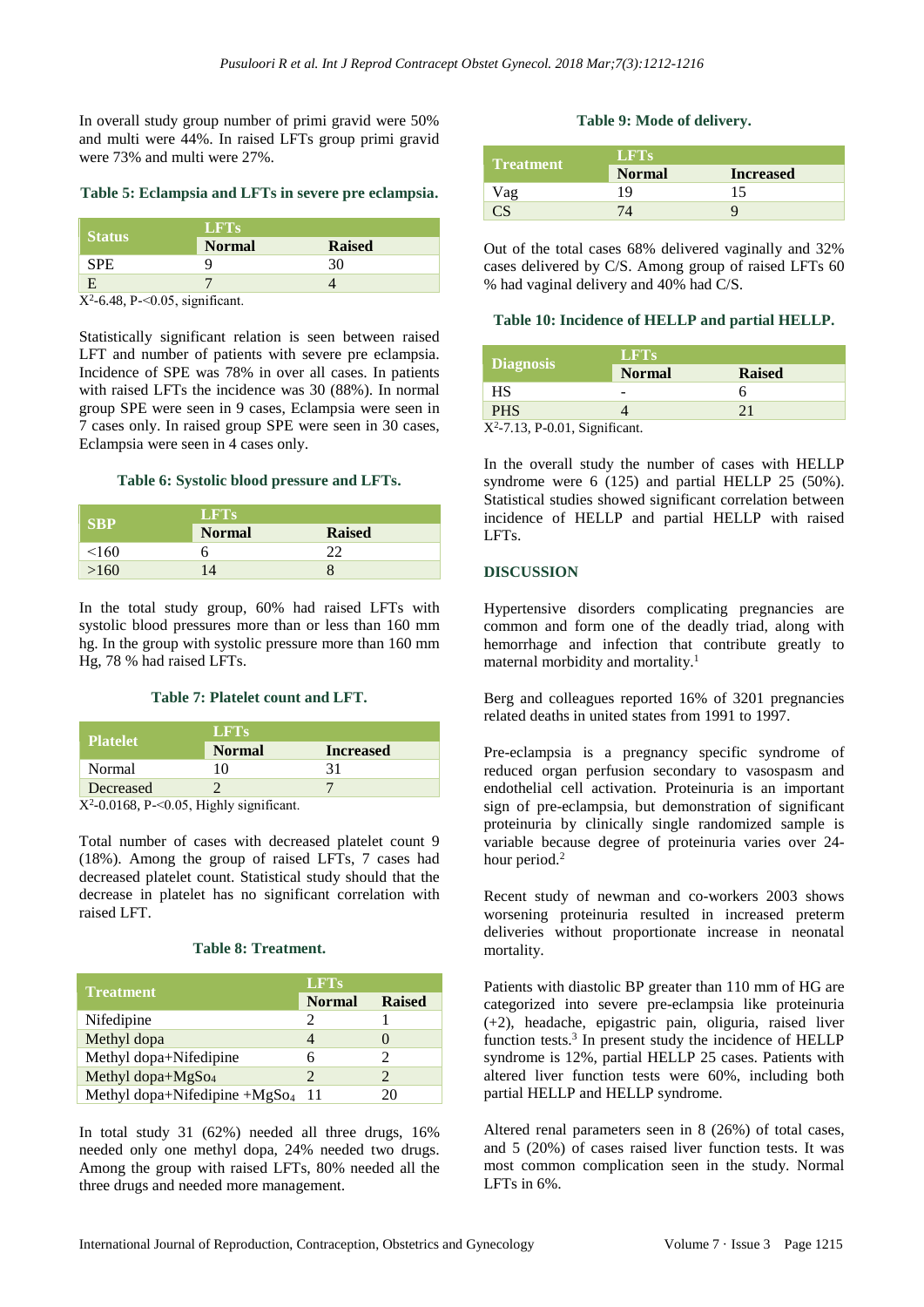In overall study group number of primi gravid were 50% and multi were 44%. In raised LFTs group primi gravid were 73% and multi were 27%.

**Table 5: Eclampsia and LFTs in severe pre eclampsia.**

| Status | LFTs | |
|---|---|---|
| | Normal | Raised |
| SPE | 9 | 30 |
| E | 7 | 4 |

$X^2$-6.48, P-<0.05, significant.

Statistically significant relation is seen between raised LFT and number of patients with severe pre eclampsia. Incidence of SPE was 78% in over all cases. In patients with raised LFTs the incidence was 30 (88%). In normal group SPE were seen in 9 cases, Eclampsia were seen in 7 cases only. In raised group SPE were seen in 30 cases, Eclampsia were seen in 4 cases only.

**Table 6: Systolic blood pressure and LFTs.**

| SBP | LFTs | |
|---|---|---|
| | Normal | Raised |
| <160 | 6 | 22 |
| >160 | 14 | 8 |

In the total study group, 60% had raised LFTs with systolic blood pressures more than or less than 160 mm hg. In the group with systolic pressure more than 160 mm Hg, 78 % had raised LFTs.

**Table 7: Platelet count and LFT.**

| Platelet | LFTs | |
|---|---|---|
| | Normal | Increased |
| Normal | 10 | 31 |
| Decreased | 2 | 7 |

$X^2$-0.0168, P-<0.05, Highly significant.

Total number of cases with decreased platelet count 9 (18%). Among the group of raised LFTs, 7 cases had decreased platelet count. Statistical study should that the decrease in platelet has no significant correlation with raised LFT.

**Table 8: Treatment.**

| Treatment | LFTs | |
|---|---|---|
| | Normal | Raised |
| Nifedipine | 2 | 1 |
| Methyl dopa | 4 | 0 |
| Methyl dopa+Nifedipine | 6 | 2 |
| Methyl dopa+$MgSo_4$ | 2 | 2 |
| Methyl dopa+Nifedipine +$MgSo_4$ | 11 | 20 |

In total study 31 (62%) needed all three drugs, 16% needed only one methyl dopa, 24% needed two drugs. Among the group with raised LFTs, 80% needed all the three drugs and needed more management.

**Table 9: Mode of delivery.**

| Treatment | LFTs | |
|---|---|---|
| | Normal | Increased |
| Vag | 19 | 15 |
| CS | 74 | 9 |

Out of the total cases 68% delivered vaginally and 32% cases delivered by C/S. Among group of raised LFTs 60 % had vaginal delivery and 40% had C/S.

**Table 10: Incidence of HELLP and partial HELLP.**

| Diagnosis | LFTs | |
|---|---|---|
| | Normal | Raised |
| HS | - | 6 |
| PHS | 4 | 21 |

$X^2$-7.13, P-0.01, Significant.

In the overall study the number of cases with HELLP syndrome were 6 (125) and partial HELLP 25 (50%). Statistical studies showed significant correlation between incidence of HELLP and partial HELLP with raised LFTs.

## DISCUSSION

Hypertensive disorders complicating pregnancies are common and form one of the deadly triad, along with hemorrhage and infection that contribute greatly to maternal morbidity and mortality.[1]

Berg and colleagues reported 16% of 3201 pregnancies related deaths in united states from 1991 to 1997.

Pre-eclampsia is a pregnancy specific syndrome of reduced organ perfusion secondary to vasospasm and endothelial cell activation. Proteinuria is an important sign of pre-eclampsia, but demonstration of significant proteinuria by clinically single randomized sample is variable because degree of proteinuria varies over 24-hour period.[2]

Recent study of newman and co-workers 2003 shows worsening proteinuria resulted in increased preterm deliveries without proportionate increase in neonatal mortality.

Patients with diastolic BP greater than 110 mm of HG are categorized into severe pre-eclampsia like proteinuria (+2), headache, epigastric pain, oliguria, raised liver function tests.[3] In present study the incidence of HELLP syndrome is 12%, partial HELLP 25 cases. Patients with altered liver function tests were 60%, including both partial HELLP and HELLP syndrome.

Altered renal parameters seen in 8 (26%) of total cases, and 5 (20%) of cases raised liver function tests. It was most common complication seen in the study. Normal LFTs in 6%.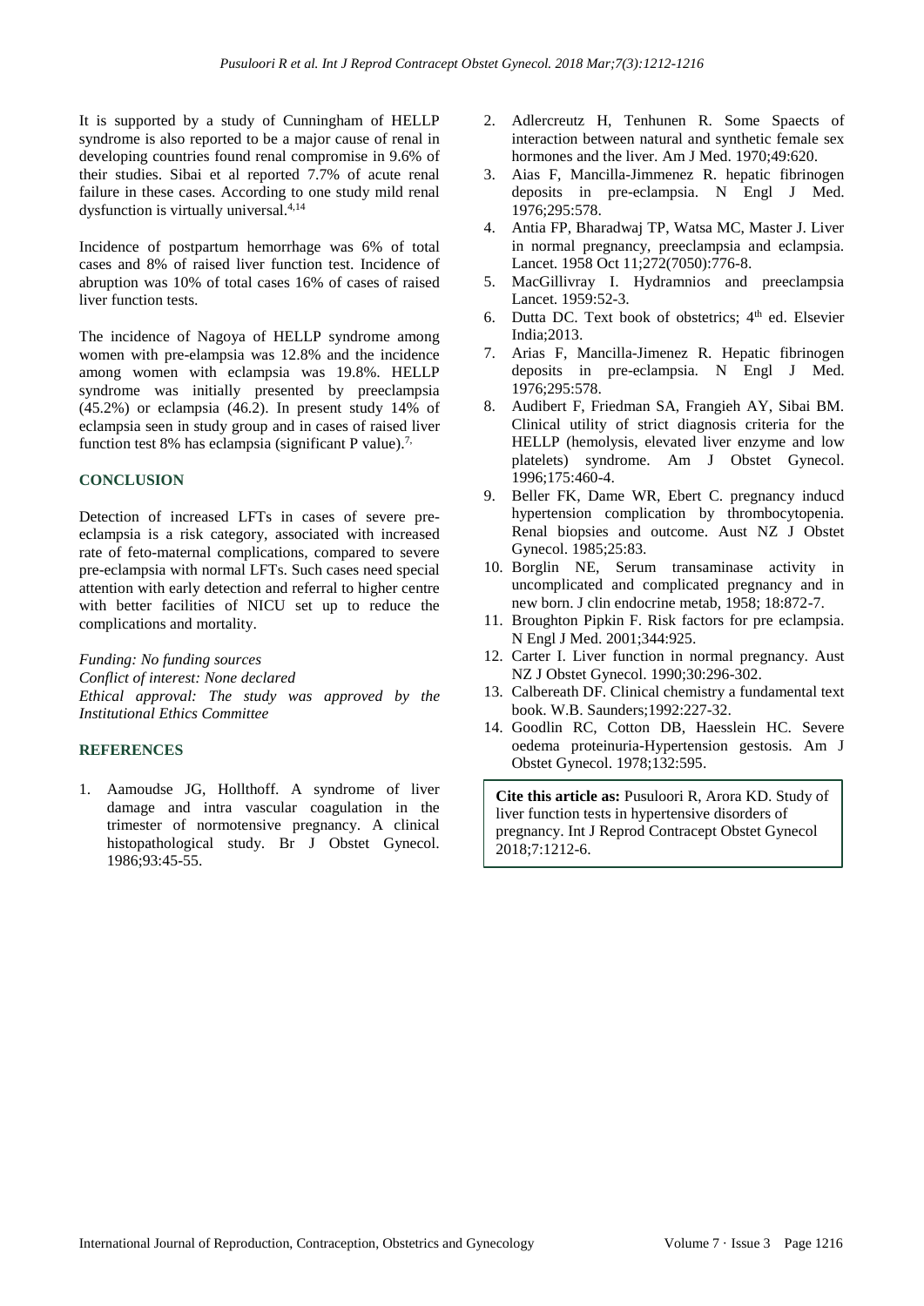It is supported by a study of Cunningham of HELLP syndrome is also reported to be a major cause of renal in developing countries found renal compromise in 9.6% of their studies. Sibai et al reported 7.7% of acute renal failure in these cases. According to one study mild renal dysfunction is virtually universal.[4,14]

Incidence of postpartum hemorrhage was 6% of total cases and 8% of raised liver function test. Incidence of abruption was 10% of total cases 16% of cases of raised liver function tests.

The incidence of Nagoya of HELLP syndrome among women with pre-elampsia was 12.8% and the incidence among women with eclampsia was 19.8%. HELLP syndrome was initially presented by preeclampsia (45.2%) or eclampsia (46.2). In present study 14% of eclampsia seen in study group and in cases of raised liver function test 8% has eclampsia (significant P value).[7,]

## CONCLUSION

Detection of increased LFTs in cases of severe pre-eclampsia is a risk category, associated with increased rate of feto-maternal complications, compared to severe pre-eclampsia with normal LFTs. Such cases need special attention with early detection and referral to higher centre with better facilities of NICU set up to reduce the complications and mortality.

*Funding: No funding sources*
*Conflict of interest: None declared*
*Ethical approval: The study was approved by the Institutional Ethics Committee*

## REFERENCES

1. Aamoudse JG, Hollthoff. A syndrome of liver damage and intra vascular coagulation in the trimester of normotensive pregnancy. A clinical histopathological study. Br J Obstet Gynecol. 1986;93:45-55.
2. Adlercreutz H, Tenhunen R. Some Spaects of interaction between natural and synthetic female sex hormones and the liver. Am J Med. 1970;49:620.
3. Aias F, Mancilla-Jimmenez R. hepatic fibrinogen deposits in pre-eclampsia. N Engl J Med. 1976;295:578.
4. Antia FP, Bharadwaj TP, Watsa MC, Master J. Liver in normal pregnancy, preeclampsia and eclampsia. Lancet. 1958 Oct 11;272(7050):776-8.
5. MacGillivray I. Hydramnios and preeclampsia Lancet. 1959:52-3.
6. Dutta DC. Text book of obstetrics; 4th ed. Elsevier India;2013.
7. Arias F, Mancilla-Jimenez R. Hepatic fibrinogen deposits in pre-eclampsia. N Engl J Med. 1976;295:578.
8. Audibert F, Friedman SA, Frangieh AY, Sibai BM. Clinical utility of strict diagnosis criteria for the HELLP (hemolysis, elevated liver enzyme and low platelets) syndrome. Am J Obstet Gynecol. 1996;175:460-4.
9. Beller FK, Dame WR, Ebert C. pregnancy inducd hypertension complication by thrombocytopenia. Renal biopsies and outcome. Aust NZ J Obstet Gynecol. 1985;25:83.
10. Borglin NE, Serum transaminase activity in uncomplicated and complicated pregnancy and in new born. J clin endocrine metab, 1958; 18:872-7.
11. Broughton Pipkin F. Risk factors for pre eclampsia. N Engl J Med. 2001;344:925.
12. Carter I. Liver function in normal pregnancy. Aust NZ J Obstet Gynecol. 1990;30:296-302.
13. Calbereath DF. Clinical chemistry a fundamental text book. W.B. Saunders;1992:227-32.
14. Goodlin RC, Cotton DB, Haesslein HC. Severe oedema proteinuria-Hypertension gestosis. Am J Obstet Gynecol. 1978;132:595.

**Cite this article as:** Pusuloori R, Arora KD. Study of liver function tests in hypertensive disorders of pregnancy. Int J Reprod Contracept Obstet Gynecol 2018;7:1212-6.